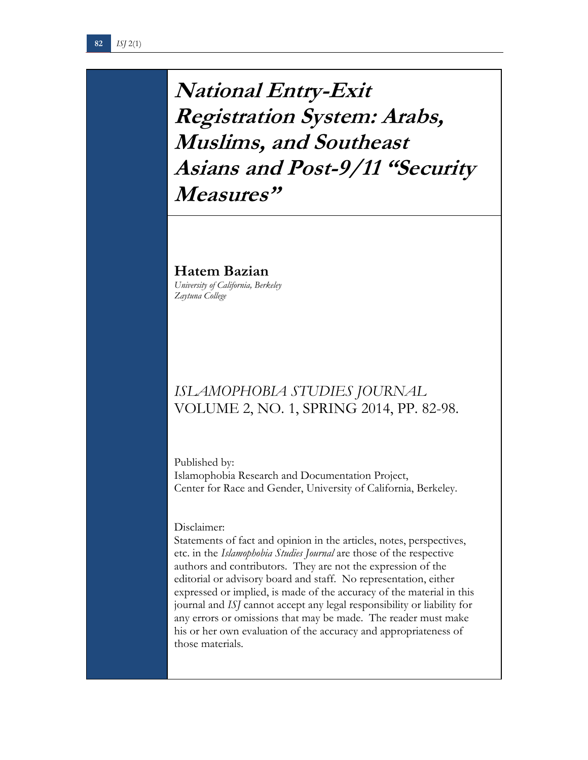# National Entry-Exit Registration System: Arabs, Muslims, and Southeast Asians and Post-9/11 "Security Measures"

**Hatem Bazian**

*University of California, Berkeley*
*Zaytuna College*

*ISLAMOPHOBIA STUDIES JOURNAL*
VOLUME 2, NO. 1, SPRING 2014, PP. 82-98.

Published by:
Islamophobia Research and Documentation Project,
Center for Race and Gender, University of California, Berkeley.

Disclaimer:
Statements of fact and opinion in the articles, notes, perspectives, etc. in the *Islamophobia Studies Journal* are those of the respective authors and contributors. They are not the expression of the editorial or advisory board and staff. No representation, either expressed or implied, is made of the accuracy of the material in this journal and *ISJ* cannot accept any legal responsibility or liability for any errors or omissions that may be made. The reader must make his or her own evaluation of the accuracy and appropriateness of those materials.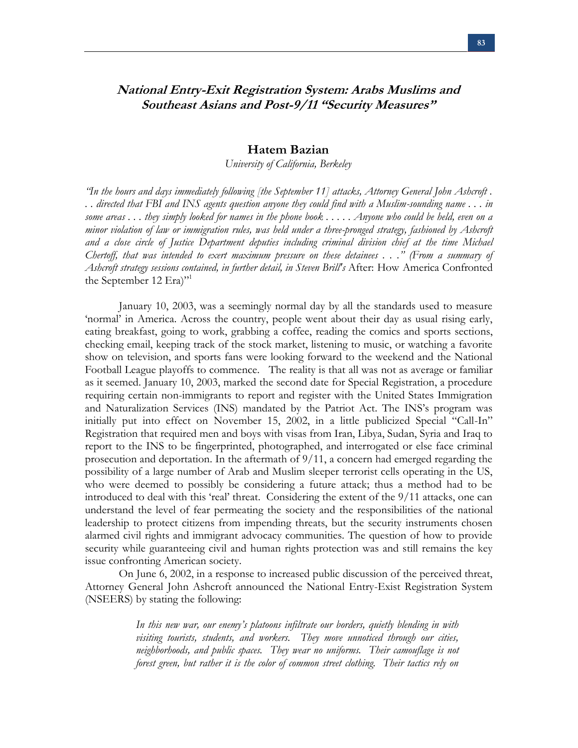## ***National Entry-Exit Registration System: Arabs Muslims and Southeast Asians and Post-9/11 "Security Measures"***

**Hatem Bazian**

*University of California, Berkeley*

*"In the hours and days immediately following [the September 11] attacks, Attorney General John Ashcroft . . . directed that FBI and INS agents question anyone they could find with a Muslim-sounding name . . . in some areas . . . they simply looked for names in the phone book . . . . . Anyone who could be held, even on a minor violation of law or immigration rules, was held under a three-pronged strategy, fashioned by Ashcroft and a close circle of Justice Department deputies including criminal division chief at the time Michael Chertoff, that was intended to exert maximum pressure on these detainees . . ." (From a summary of Ashcroft strategy sessions contained, in further detail, in Steven Brill's* After: How America Confronted the September 12 Era)"[1]

January 10, 2003, was a seemingly normal day by all the standards used to measure 'normal' in America. Across the country, people went about their day as usual rising early, eating breakfast, going to work, grabbing a coffee, reading the comics and sports sections, checking email, keeping track of the stock market, listening to music, or watching a favorite show on television, and sports fans were looking forward to the weekend and the National Football League playoffs to commence. The reality is that all was not as average or familiar as it seemed. January 10, 2003, marked the second date for Special Registration, a procedure requiring certain non-immigrants to report and register with the United States Immigration and Naturalization Services (INS) mandated by the Patriot Act. The INS's program was initially put into effect on November 15, 2002, in a little publicized Special "Call-In" Registration that required men and boys with visas from Iran, Libya, Sudan, Syria and Iraq to report to the INS to be fingerprinted, photographed, and interrogated or else face criminal prosecution and deportation. In the aftermath of 9/11, a concern had emerged regarding the possibility of a large number of Arab and Muslim sleeper terrorist cells operating in the US, who were deemed to possibly be considering a future attack; thus a method had to be introduced to deal with this 'real' threat. Considering the extent of the 9/11 attacks, one can understand the level of fear permeating the society and the responsibilities of the national leadership to protect citizens from impending threats, but the security instruments chosen alarmed civil rights and immigrant advocacy communities. The question of how to provide security while guaranteeing civil and human rights protection was and still remains the key issue confronting American society.

On June 6, 2002, in a response to increased public discussion of the perceived threat, Attorney General John Ashcroft announced the National Entry-Exist Registration System (NSEERS) by stating the following:

> *In this new war, our enemy's platoons infiltrate our borders, quietly blending in with visiting tourists, students, and workers. They move unnoticed through our cities, neighborhoods, and public spaces. They wear no uniforms. Their camouflage is not forest green, but rather it is the color of common street clothing. Their tactics rely on*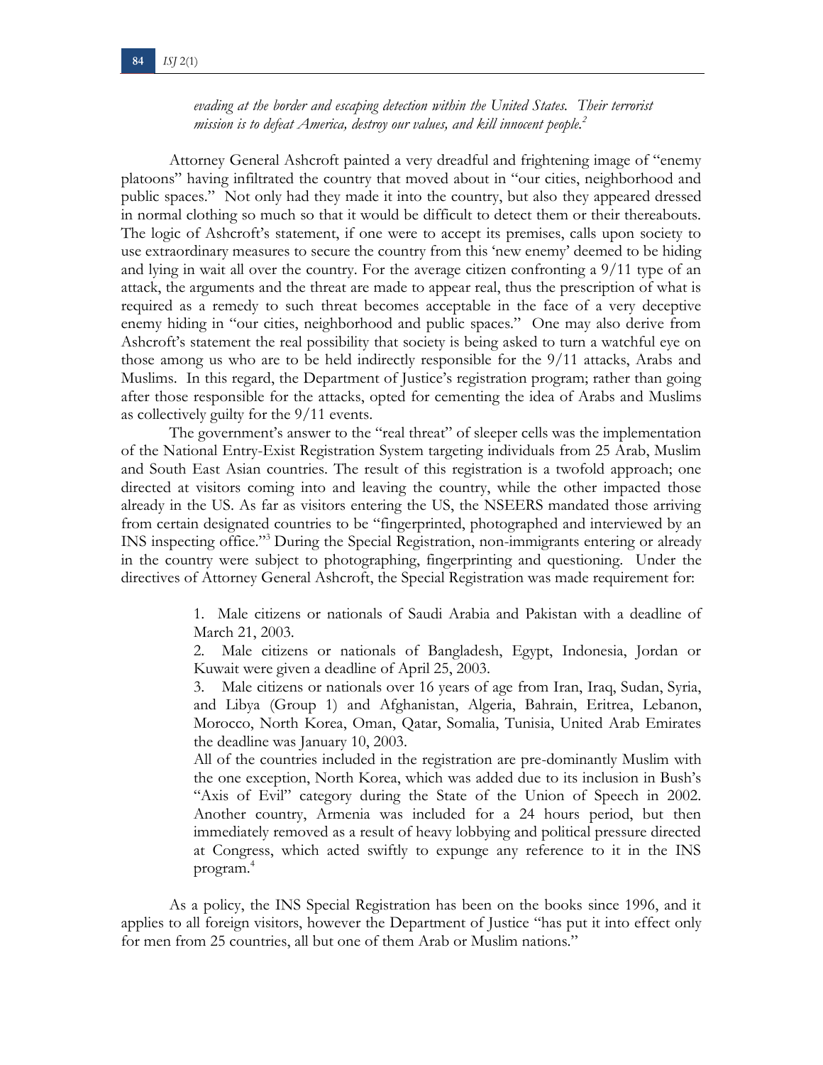> *evading at the border and escaping detection within the United States. Their terrorist mission is to defeat America, destroy our values, and kill innocent people.*[2]

Attorney General Ashcroft painted a very dreadful and frightening image of "enemy platoons" having infiltrated the country that moved about in "our cities, neighborhood and public spaces." Not only had they made it into the country, but also they appeared dressed in normal clothing so much so that it would be difficult to detect them or their thereabouts. The logic of Ashcroft's statement, if one were to accept its premises, calls upon society to use extraordinary measures to secure the country from this 'new enemy' deemed to be hiding and lying in wait all over the country. For the average citizen confronting a 9/11 type of an attack, the arguments and the threat are made to appear real, thus the prescription of what is required as a remedy to such threat becomes acceptable in the face of a very deceptive enemy hiding in "our cities, neighborhood and public spaces." One may also derive from Ashcroft's statement the real possibility that society is being asked to turn a watchful eye on those among us who are to be held indirectly responsible for the 9/11 attacks, Arabs and Muslims. In this regard, the Department of Justice's registration program; rather than going after those responsible for the attacks, opted for cementing the idea of Arabs and Muslims as collectively guilty for the 9/11 events.

The government's answer to the "real threat" of sleeper cells was the implementation of the National Entry-Exist Registration System targeting individuals from 25 Arab, Muslim and South East Asian countries. The result of this registration is a twofold approach; one directed at visitors coming into and leaving the country, while the other impacted those already in the US. As far as visitors entering the US, the NSEERS mandated those arriving from certain designated countries to be "fingerprinted, photographed and interviewed by an INS inspecting office."[3] During the Special Registration, non-immigrants entering or already in the country were subject to photographing, fingerprinting and questioning. Under the directives of Attorney General Ashcroft, the Special Registration was made requirement for:

> 1. Male citizens or nationals of Saudi Arabia and Pakistan with a deadline of March 21, 2003.
> 2. Male citizens or nationals of Bangladesh, Egypt, Indonesia, Jordan or Kuwait were given a deadline of April 25, 2003.
> 3. Male citizens or nationals over 16 years of age from Iran, Iraq, Sudan, Syria, and Libya (Group 1) and Afghanistan, Algeria, Bahrain, Eritrea, Lebanon, Morocco, North Korea, Oman, Qatar, Somalia, Tunisia, United Arab Emirates the deadline was January 10, 2003.
>
> All of the countries included in the registration are pre-dominantly Muslim with the one exception, North Korea, which was added due to its inclusion in Bush's "Axis of Evil" category during the State of the Union of Speech in 2002. Another country, Armenia was included for a 24 hours period, but then immediately removed as a result of heavy lobbying and political pressure directed at Congress, which acted swiftly to expunge any reference to it in the INS program.[4]

As a policy, the INS Special Registration has been on the books since 1996, and it applies to all foreign visitors, however the Department of Justice "has put it into effect only for men from 25 countries, all but one of them Arab or Muslim nations."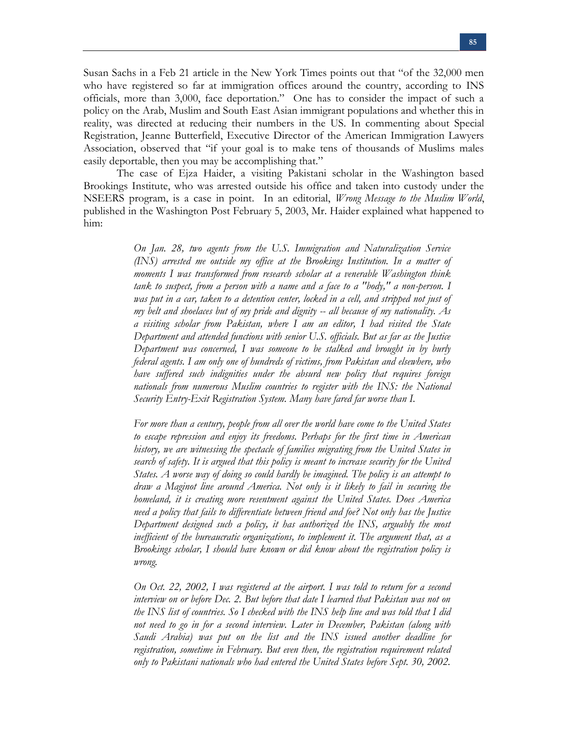Susan Sachs in a Feb 21 article in the New York Times points out that "of the 32,000 men who have registered so far at immigration offices around the country, according to INS officials, more than 3,000, face deportation." One has to consider the impact of such a policy on the Arab, Muslim and South East Asian immigrant populations and whether this in reality, was directed at reducing their numbers in the US. In commenting about Special Registration, Jeanne Butterfield, Executive Director of the American Immigration Lawyers Association, observed that "if your goal is to make tens of thousands of Muslims males easily deportable, then you may be accomplishing that."

The case of Ejza Haider, a visiting Pakistani scholar in the Washington based Brookings Institute, who was arrested outside his office and taken into custody under the NSEERS program, is a case in point. In an editorial, *Wrong Message to the Muslim World*, published in the Washington Post February 5, 2003, Mr. Haider explained what happened to him:

> *On Jan. 28, two agents from the U.S. Immigration and Naturalization Service (INS) arrested me outside my office at the Brookings Institution. In a matter of moments I was transformed from research scholar at a venerable Washington think tank to suspect, from a person with a name and a face to a "body," a non-person. I was put in a car, taken to a detention center, locked in a cell, and stripped not just of my belt and shoelaces but of my pride and dignity -- all because of my nationality. As a visiting scholar from Pakistan, where I am an editor, I had visited the State Department and attended functions with senior U.S. officials. But as far as the Justice Department was concerned, I was someone to be stalked and brought in by burly federal agents. I am only one of hundreds of victims, from Pakistan and elsewhere, who have suffered such indignities under the absurd new policy that requires foreign nationals from numerous Muslim countries to register with the INS: the National Security Entry-Exit Registration System. Many have fared far worse than I.*
>
> *For more than a century, people from all over the world have come to the United States to escape repression and enjoy its freedoms. Perhaps for the first time in American history, we are witnessing the spectacle of families migrating from the United States in search of safety. It is argued that this policy is meant to increase security for the United States. A worse way of doing so could hardly be imagined. The policy is an attempt to draw a Maginot line around America. Not only is it likely to fail in securing the homeland, it is creating more resentment against the United States. Does America need a policy that fails to differentiate between friend and foe? Not only has the Justice Department designed such a policy, it has authorized the INS, arguably the most inefficient of the bureaucratic organizations, to implement it. The argument that, as a Brookings scholar, I should have known or did know about the registration policy is wrong.*
>
> *On Oct. 22, 2002, I was registered at the airport. I was told to return for a second interview on or before Dec. 2. But before that date I learned that Pakistan was not on the INS list of countries. So I checked with the INS help line and was told that I did not need to go in for a second interview. Later in December, Pakistan (along with Saudi Arabia) was put on the list and the INS issued another deadline for registration, sometime in February. But even then, the registration requirement related only to Pakistani nationals who had entered the United States before Sept. 30, 2002.*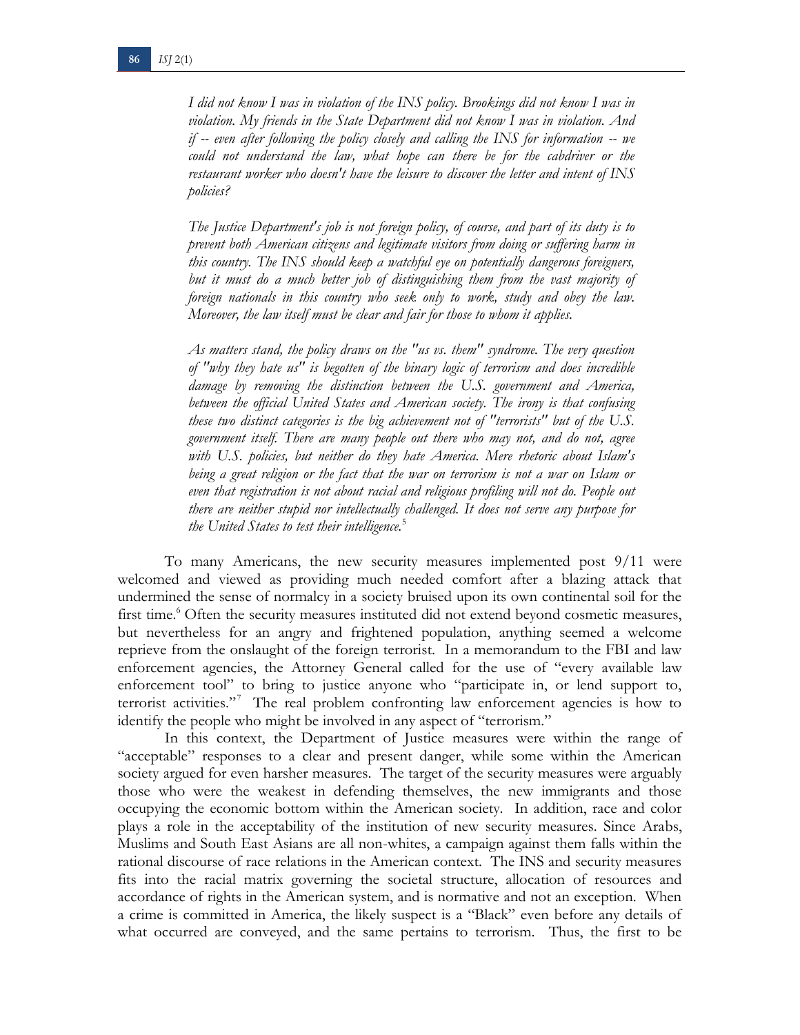> *I did not know I was in violation of the INS policy. Brookings did not know I was in violation. My friends in the State Department did not know I was in violation. And if -- even after following the policy closely and calling the INS for information -- we could not understand the law, what hope can there be for the cabdriver or the restaurant worker who doesn't have the leisure to discover the letter and intent of INS policies?*
>
> *The Justice Department's job is not foreign policy, of course, and part of its duty is to prevent both American citizens and legitimate visitors from doing or suffering harm in this country. The INS should keep a watchful eye on potentially dangerous foreigners, but it must do a much better job of distinguishing them from the vast majority of foreign nationals in this country who seek only to work, study and obey the law. Moreover, the law itself must be clear and fair for those to whom it applies.*
>
> *As matters stand, the policy draws on the "us vs. them" syndrome. The very question of "why they hate us" is begotten of the binary logic of terrorism and does incredible damage by removing the distinction between the U.S. government and America, between the official United States and American society. The irony is that confusing these two distinct categories is the big achievement not of "terrorists" but of the U.S. government itself. There are many people out there who may not, and do not, agree with U.S. policies, but neither do they hate America. Mere rhetoric about Islam's being a great religion or the fact that the war on terrorism is not a war on Islam or even that registration is not about racial and religious profiling will not do. People out there are neither stupid nor intellectually challenged. It does not serve any purpose for the United States to test their intelligence.*[5]

To many Americans, the new security measures implemented post 9/11 were welcomed and viewed as providing much needed comfort after a blazing attack that undermined the sense of normalcy in a society bruised upon its own continental soil for the first time.[6] Often the security measures instituted did not extend beyond cosmetic measures, but nevertheless for an angry and frightened population, anything seemed a welcome reprieve from the onslaught of the foreign terrorist. In a memorandum to the FBI and law enforcement agencies, the Attorney General called for the use of "every available law enforcement tool" to bring to justice anyone who "participate in, or lend support to, terrorist activities."[7] The real problem confronting law enforcement agencies is how to identify the people who might be involved in any aspect of "terrorism."

In this context, the Department of Justice measures were within the range of "acceptable" responses to a clear and present danger, while some within the American society argued for even harsher measures. The target of the security measures were arguably those who were the weakest in defending themselves, the new immigrants and those occupying the economic bottom within the American society. In addition, race and color plays a role in the acceptability of the institution of new security measures. Since Arabs, Muslims and South East Asians are all non-whites, a campaign against them falls within the rational discourse of race relations in the American context. The INS and security measures fits into the racial matrix governing the societal structure, allocation of resources and accordance of rights in the American system, and is normative and not an exception. When a crime is committed in America, the likely suspect is a "Black" even before any details of what occurred are conveyed, and the same pertains to terrorism. Thus, the first to be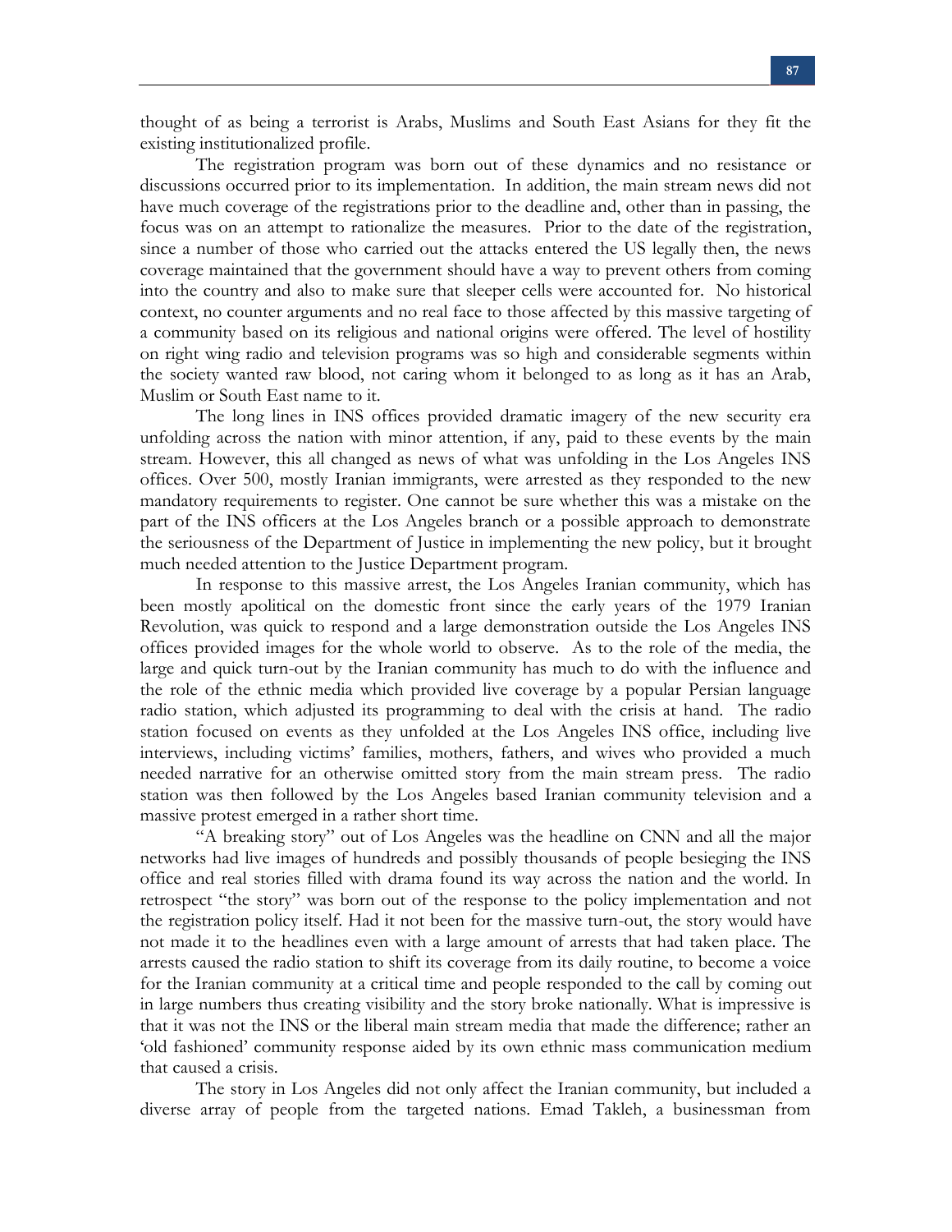thought of as being a terrorist is Arabs, Muslims and South East Asians for they fit the existing institutionalized profile.

The registration program was born out of these dynamics and no resistance or discussions occurred prior to its implementation. In addition, the main stream news did not have much coverage of the registrations prior to the deadline and, other than in passing, the focus was on an attempt to rationalize the measures. Prior to the date of the registration, since a number of those who carried out the attacks entered the US legally then, the news coverage maintained that the government should have a way to prevent others from coming into the country and also to make sure that sleeper cells were accounted for. No historical context, no counter arguments and no real face to those affected by this massive targeting of a community based on its religious and national origins were offered. The level of hostility on right wing radio and television programs was so high and considerable segments within the society wanted raw blood, not caring whom it belonged to as long as it has an Arab, Muslim or South East name to it.

The long lines in INS offices provided dramatic imagery of the new security era unfolding across the nation with minor attention, if any, paid to these events by the main stream. However, this all changed as news of what was unfolding in the Los Angeles INS offices. Over 500, mostly Iranian immigrants, were arrested as they responded to the new mandatory requirements to register. One cannot be sure whether this was a mistake on the part of the INS officers at the Los Angeles branch or a possible approach to demonstrate the seriousness of the Department of Justice in implementing the new policy, but it brought much needed attention to the Justice Department program.

In response to this massive arrest, the Los Angeles Iranian community, which has been mostly apolitical on the domestic front since the early years of the 1979 Iranian Revolution, was quick to respond and a large demonstration outside the Los Angeles INS offices provided images for the whole world to observe. As to the role of the media, the large and quick turn-out by the Iranian community has much to do with the influence and the role of the ethnic media which provided live coverage by a popular Persian language radio station, which adjusted its programming to deal with the crisis at hand. The radio station focused on events as they unfolded at the Los Angeles INS office, including live interviews, including victims' families, mothers, fathers, and wives who provided a much needed narrative for an otherwise omitted story from the main stream press. The radio station was then followed by the Los Angeles based Iranian community television and a massive protest emerged in a rather short time.

"A breaking story" out of Los Angeles was the headline on CNN and all the major networks had live images of hundreds and possibly thousands of people besieging the INS office and real stories filled with drama found its way across the nation and the world. In retrospect "the story" was born out of the response to the policy implementation and not the registration policy itself. Had it not been for the massive turn-out, the story would have not made it to the headlines even with a large amount of arrests that had taken place. The arrests caused the radio station to shift its coverage from its daily routine, to become a voice for the Iranian community at a critical time and people responded to the call by coming out in large numbers thus creating visibility and the story broke nationally. What is impressive is that it was not the INS or the liberal main stream media that made the difference; rather an 'old fashioned' community response aided by its own ethnic mass communication medium that caused a crisis.

The story in Los Angeles did not only affect the Iranian community, but included a diverse array of people from the targeted nations. Emad Takleh, a businessman from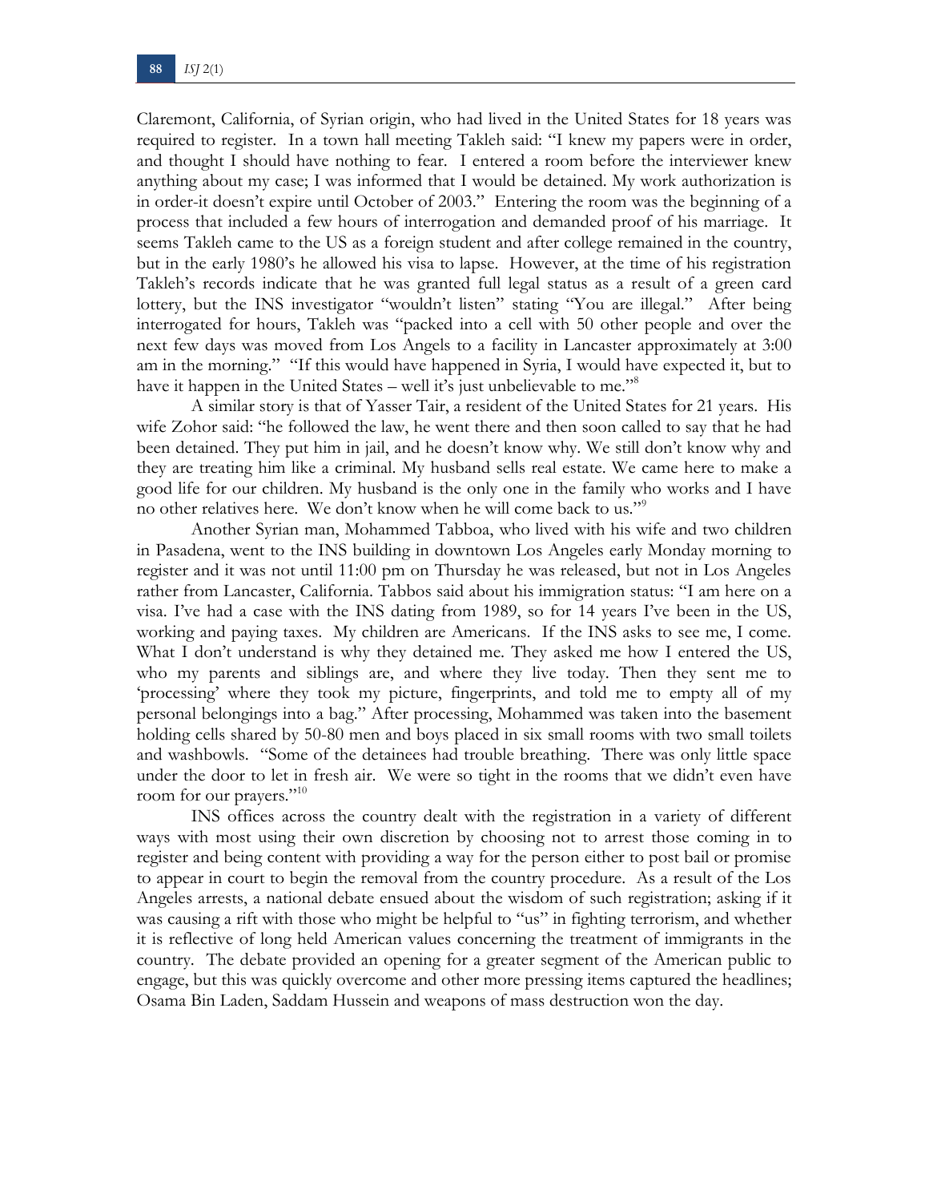Claremont, California, of Syrian origin, who had lived in the United States for 18 years was required to register. In a town hall meeting Takleh said: "I knew my papers were in order, and thought I should have nothing to fear. I entered a room before the interviewer knew anything about my case; I was informed that I would be detained. My work authorization is in order-it doesn't expire until October of 2003." Entering the room was the beginning of a process that included a few hours of interrogation and demanded proof of his marriage. It seems Takleh came to the US as a foreign student and after college remained in the country, but in the early 1980's he allowed his visa to lapse. However, at the time of his registration Takleh's records indicate that he was granted full legal status as a result of a green card lottery, but the INS investigator "wouldn't listen" stating "You are illegal." After being interrogated for hours, Takleh was "packed into a cell with 50 other people and over the next few days was moved from Los Angels to a facility in Lancaster approximately at 3:00 am in the morning." "If this would have happened in Syria, I would have expected it, but to have it happen in the United States – well it's just unbelievable to me."[8]

A similar story is that of Yasser Tair, a resident of the United States for 21 years. His wife Zohor said: "he followed the law, he went there and then soon called to say that he had been detained. They put him in jail, and he doesn't know why. We still don't know why and they are treating him like a criminal. My husband sells real estate. We came here to make a good life for our children. My husband is the only one in the family who works and I have no other relatives here. We don't know when he will come back to us."[9]

Another Syrian man, Mohammed Tabboa, who lived with his wife and two children in Pasadena, went to the INS building in downtown Los Angeles early Monday morning to register and it was not until 11:00 pm on Thursday he was released, but not in Los Angeles rather from Lancaster, California. Tabbos said about his immigration status: "I am here on a visa. I've had a case with the INS dating from 1989, so for 14 years I've been in the US, working and paying taxes. My children are Americans. If the INS asks to see me, I come. What I don't understand is why they detained me. They asked me how I entered the US, who my parents and siblings are, and where they live today. Then they sent me to 'processing' where they took my picture, fingerprints, and told me to empty all of my personal belongings into a bag." After processing, Mohammed was taken into the basement holding cells shared by 50-80 men and boys placed in six small rooms with two small toilets and washbowls. "Some of the detainees had trouble breathing. There was only little space under the door to let in fresh air. We were so tight in the rooms that we didn't even have room for our prayers."[10]

INS offices across the country dealt with the registration in a variety of different ways with most using their own discretion by choosing not to arrest those coming in to register and being content with providing a way for the person either to post bail or promise to appear in court to begin the removal from the country procedure. As a result of the Los Angeles arrests, a national debate ensued about the wisdom of such registration; asking if it was causing a rift with those who might be helpful to "us" in fighting terrorism, and whether it is reflective of long held American values concerning the treatment of immigrants in the country. The debate provided an opening for a greater segment of the American public to engage, but this was quickly overcome and other more pressing items captured the headlines; Osama Bin Laden, Saddam Hussein and weapons of mass destruction won the day.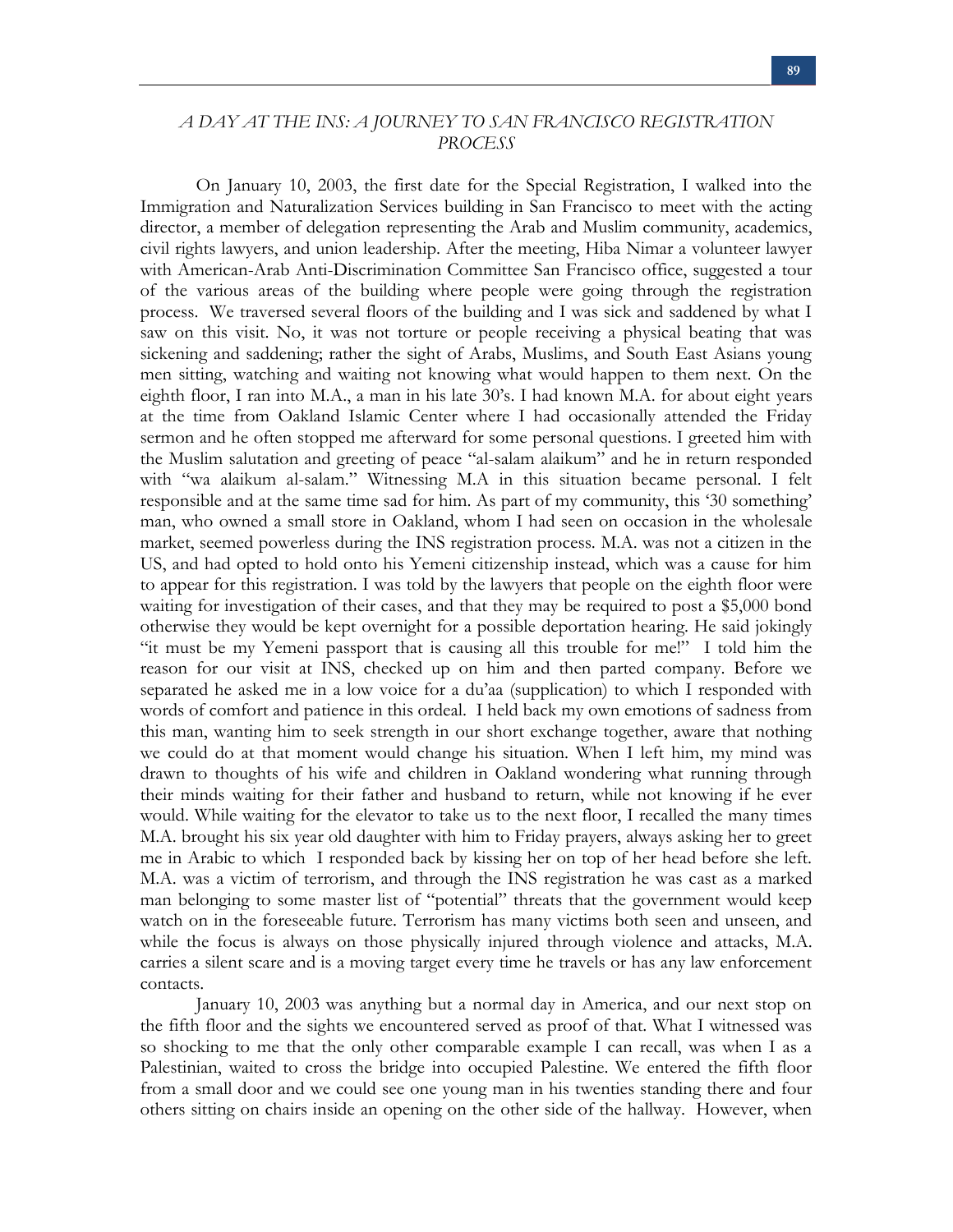*A DAY AT THE INS: A JOURNEY TO SAN FRANCISCO REGISTRATION PROCESS*

On January 10, 2003, the first date for the Special Registration, I walked into the Immigration and Naturalization Services building in San Francisco to meet with the acting director, a member of delegation representing the Arab and Muslim community, academics, civil rights lawyers, and union leadership. After the meeting, Hiba Nimar a volunteer lawyer with American-Arab Anti-Discrimination Committee San Francisco office, suggested a tour of the various areas of the building where people were going through the registration process. We traversed several floors of the building and I was sick and saddened by what I saw on this visit. No, it was not torture or people receiving a physical beating that was sickening and saddening; rather the sight of Arabs, Muslims, and South East Asians young men sitting, watching and waiting not knowing what would happen to them next. On the eighth floor, I ran into M.A., a man in his late 30's. I had known M.A. for about eight years at the time from Oakland Islamic Center where I had occasionally attended the Friday sermon and he often stopped me afterward for some personal questions. I greeted him with the Muslim salutation and greeting of peace "al-salam alaikum" and he in return responded with "wa alaikum al-salam." Witnessing M.A in this situation became personal. I felt responsible and at the same time sad for him. As part of my community, this '30 something' man, who owned a small store in Oakland, whom I had seen on occasion in the wholesale market, seemed powerless during the INS registration process. M.A. was not a citizen in the US, and had opted to hold onto his Yemeni citizenship instead, which was a cause for him to appear for this registration. I was told by the lawyers that people on the eighth floor were waiting for investigation of their cases, and that they may be required to post a $5,000 bond otherwise they would be kept overnight for a possible deportation hearing. He said jokingly "it must be my Yemeni passport that is causing all this trouble for me!" I told him the reason for our visit at INS, checked up on him and then parted company. Before we separated he asked me in a low voice for a du'aa (supplication) to which I responded with words of comfort and patience in this ordeal. I held back my own emotions of sadness from this man, wanting him to seek strength in our short exchange together, aware that nothing we could do at that moment would change his situation. When I left him, my mind was drawn to thoughts of his wife and children in Oakland wondering what running through their minds waiting for their father and husband to return, while not knowing if he ever would. While waiting for the elevator to take us to the next floor, I recalled the many times M.A. brought his six year old daughter with him to Friday prayers, always asking her to greet me in Arabic to which I responded back by kissing her on top of her head before she left. M.A. was a victim of terrorism, and through the INS registration he was cast as a marked man belonging to some master list of "potential" threats that the government would keep watch on in the foreseeable future. Terrorism has many victims both seen and unseen, and while the focus is always on those physically injured through violence and attacks, M.A. carries a silent scare and is a moving target every time he travels or has any law enforcement contacts.

January 10, 2003 was anything but a normal day in America, and our next stop on the fifth floor and the sights we encountered served as proof of that. What I witnessed was so shocking to me that the only other comparable example I can recall, was when I as a Palestinian, waited to cross the bridge into occupied Palestine. We entered the fifth floor from a small door and we could see one young man in his twenties standing there and four others sitting on chairs inside an opening on the other side of the hallway. However, when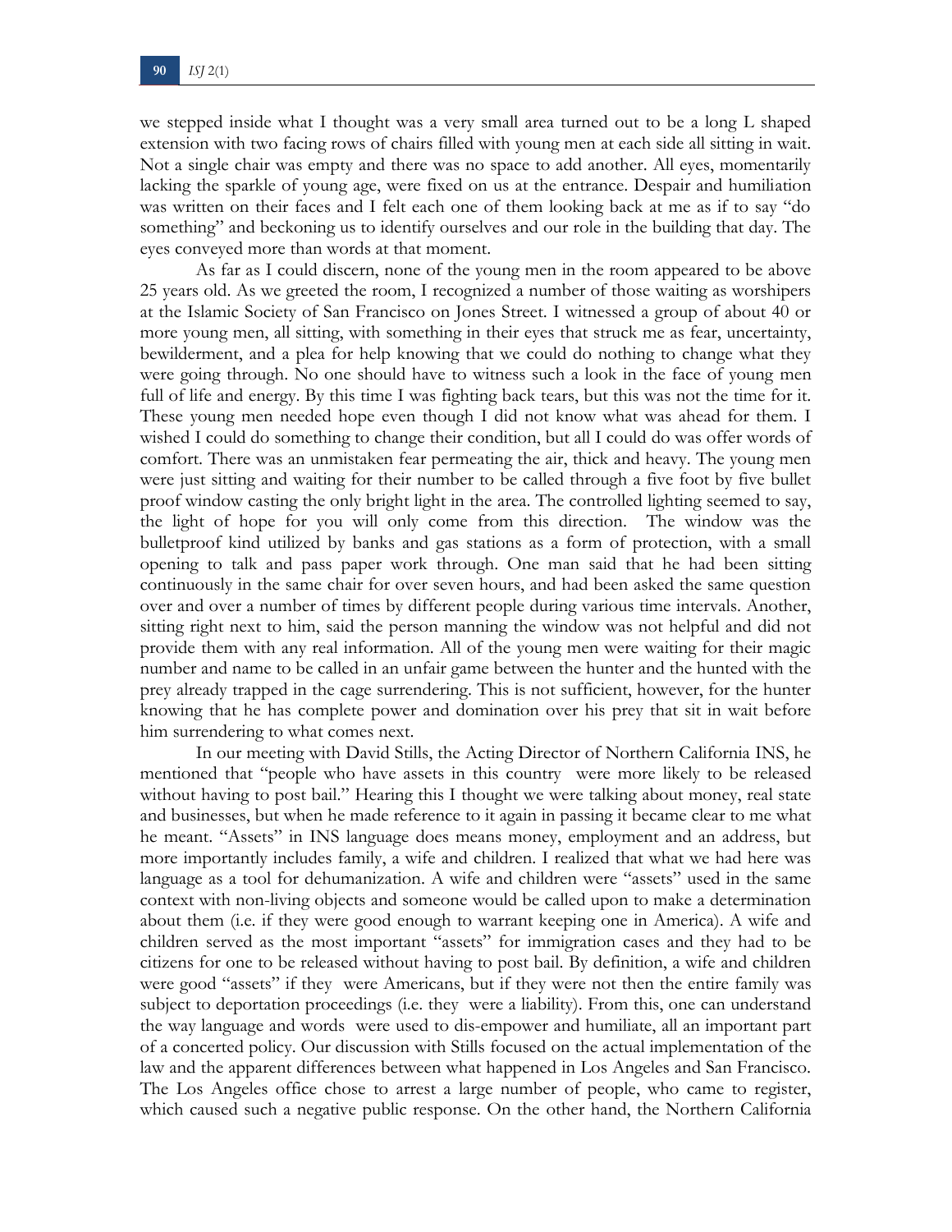we stepped inside what I thought was a very small area turned out to be a long L shaped extension with two facing rows of chairs filled with young men at each side all sitting in wait. Not a single chair was empty and there was no space to add another. All eyes, momentarily lacking the sparkle of young age, were fixed on us at the entrance. Despair and humiliation was written on their faces and I felt each one of them looking back at me as if to say "do something" and beckoning us to identify ourselves and our role in the building that day. The eyes conveyed more than words at that moment.

As far as I could discern, none of the young men in the room appeared to be above 25 years old. As we greeted the room, I recognized a number of those waiting as worshipers at the Islamic Society of San Francisco on Jones Street. I witnessed a group of about 40 or more young men, all sitting, with something in their eyes that struck me as fear, uncertainty, bewilderment, and a plea for help knowing that we could do nothing to change what they were going through. No one should have to witness such a look in the face of young men full of life and energy. By this time I was fighting back tears, but this was not the time for it. These young men needed hope even though I did not know what was ahead for them. I wished I could do something to change their condition, but all I could do was offer words of comfort. There was an unmistaken fear permeating the air, thick and heavy. The young men were just sitting and waiting for their number to be called through a five foot by five bullet proof window casting the only bright light in the area. The controlled lighting seemed to say, the light of hope for you will only come from this direction. The window was the bulletproof kind utilized by banks and gas stations as a form of protection, with a small opening to talk and pass paper work through. One man said that he had been sitting continuously in the same chair for over seven hours, and had been asked the same question over and over a number of times by different people during various time intervals. Another, sitting right next to him, said the person manning the window was not helpful and did not provide them with any real information. All of the young men were waiting for their magic number and name to be called in an unfair game between the hunter and the hunted with the prey already trapped in the cage surrendering. This is not sufficient, however, for the hunter knowing that he has complete power and domination over his prey that sit in wait before him surrendering to what comes next.

In our meeting with David Stills, the Acting Director of Northern California INS, he mentioned that "people who have assets in this country were more likely to be released without having to post bail." Hearing this I thought we were talking about money, real state and businesses, but when he made reference to it again in passing it became clear to me what he meant. "Assets" in INS language does means money, employment and an address, but more importantly includes family, a wife and children. I realized that what we had here was language as a tool for dehumanization. A wife and children were "assets" used in the same context with non-living objects and someone would be called upon to make a determination about them (i.e. if they were good enough to warrant keeping one in America). A wife and children served as the most important "assets" for immigration cases and they had to be citizens for one to be released without having to post bail. By definition, a wife and children were good "assets" if they were Americans, but if they were not then the entire family was subject to deportation proceedings (i.e. they were a liability). From this, one can understand the way language and words were used to dis-empower and humiliate, all an important part of a concerted policy. Our discussion with Stills focused on the actual implementation of the law and the apparent differences between what happened in Los Angeles and San Francisco. The Los Angeles office chose to arrest a large number of people, who came to register, which caused such a negative public response. On the other hand, the Northern California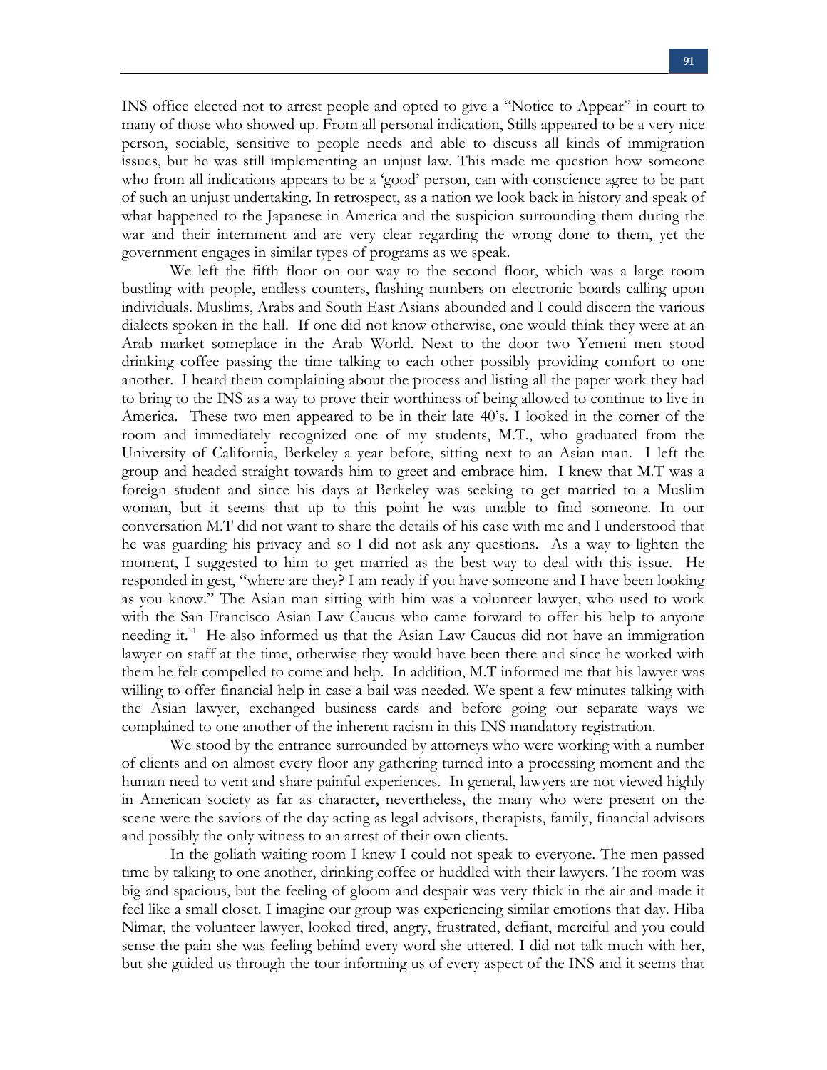INS office elected not to arrest people and opted to give a "Notice to Appear" in court to many of those who showed up. From all personal indication, Stills appeared to be a very nice person, sociable, sensitive to people needs and able to discuss all kinds of immigration issues, but he was still implementing an unjust law. This made me question how someone who from all indications appears to be a 'good' person, can with conscience agree to be part of such an unjust undertaking. In retrospect, as a nation we look back in history and speak of what happened to the Japanese in America and the suspicion surrounding them during the war and their internment and are very clear regarding the wrong done to them, yet the government engages in similar types of programs as we speak.

We left the fifth floor on our way to the second floor, which was a large room bustling with people, endless counters, flashing numbers on electronic boards calling upon individuals. Muslims, Arabs and South East Asians abounded and I could discern the various dialects spoken in the hall. If one did not know otherwise, one would think they were at an Arab market someplace in the Arab World. Next to the door two Yemeni men stood drinking coffee passing the time talking to each other possibly providing comfort to one another. I heard them complaining about the process and listing all the paper work they had to bring to the INS as a way to prove their worthiness of being allowed to continue to live in America. These two men appeared to be in their late 40's. I looked in the corner of the room and immediately recognized one of my students, M.T., who graduated from the University of California, Berkeley a year before, sitting next to an Asian man. I left the group and headed straight towards him to greet and embrace him. I knew that M.T was a foreign student and since his days at Berkeley was seeking to get married to a Muslim woman, but it seems that up to this point he was unable to find someone. In our conversation M.T did not want to share the details of his case with me and I understood that he was guarding his privacy and so I did not ask any questions. As a way to lighten the moment, I suggested to him to get married as the best way to deal with this issue. He responded in gest, "where are they? I am ready if you have someone and I have been looking as you know." The Asian man sitting with him was a volunteer lawyer, who used to work with the San Francisco Asian Law Caucus who came forward to offer his help to anyone needing it.[11] He also informed us that the Asian Law Caucus did not have an immigration lawyer on staff at the time, otherwise they would have been there and since he worked with them he felt compelled to come and help. In addition, M.T informed me that his lawyer was willing to offer financial help in case a bail was needed. We spent a few minutes talking with the Asian lawyer, exchanged business cards and before going our separate ways we complained to one another of the inherent racism in this INS mandatory registration.

We stood by the entrance surrounded by attorneys who were working with a number of clients and on almost every floor any gathering turned into a processing moment and the human need to vent and share painful experiences. In general, lawyers are not viewed highly in American society as far as character, nevertheless, the many who were present on the scene were the saviors of the day acting as legal advisors, therapists, family, financial advisors and possibly the only witness to an arrest of their own clients.

In the goliath waiting room I knew I could not speak to everyone. The men passed time by talking to one another, drinking coffee or huddled with their lawyers. The room was big and spacious, but the feeling of gloom and despair was very thick in the air and made it feel like a small closet. I imagine our group was experiencing similar emotions that day. Hiba Nimar, the volunteer lawyer, looked tired, angry, frustrated, defiant, merciful and you could sense the pain she was feeling behind every word she uttered. I did not talk much with her, but she guided us through the tour informing us of every aspect of the INS and it seems that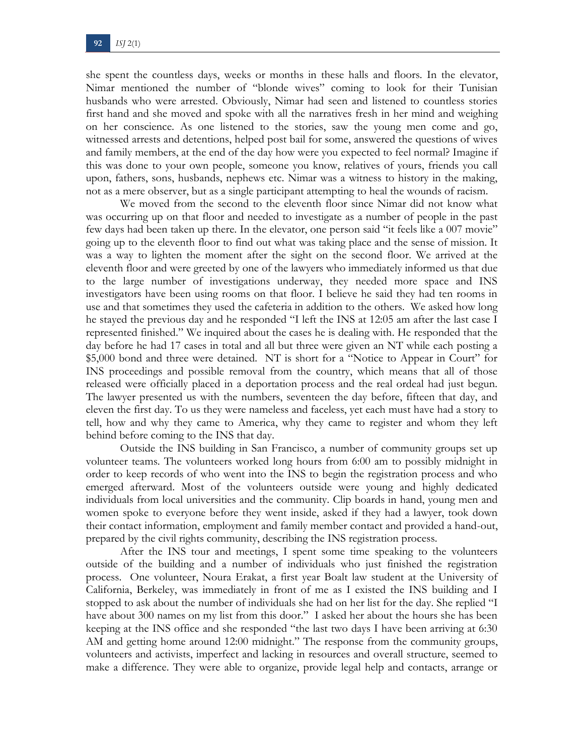she spent the countless days, weeks or months in these halls and floors. In the elevator, Nimar mentioned the number of "blonde wives" coming to look for their Tunisian husbands who were arrested. Obviously, Nimar had seen and listened to countless stories first hand and she moved and spoke with all the narratives fresh in her mind and weighing on her conscience. As one listened to the stories, saw the young men come and go, witnessed arrests and detentions, helped post bail for some, answered the questions of wives and family members, at the end of the day how were you expected to feel normal? Imagine if this was done to your own people, someone you know, relatives of yours, friends you call upon, fathers, sons, husbands, nephews etc. Nimar was a witness to history in the making, not as a mere observer, but as a single participant attempting to heal the wounds of racism.

We moved from the second to the eleventh floor since Nimar did not know what was occurring up on that floor and needed to investigate as a number of people in the past few days had been taken up there. In the elevator, one person said "it feels like a 007 movie" going up to the eleventh floor to find out what was taking place and the sense of mission. It was a way to lighten the moment after the sight on the second floor. We arrived at the eleventh floor and were greeted by one of the lawyers who immediately informed us that due to the large number of investigations underway, they needed more space and INS investigators have been using rooms on that floor. I believe he said they had ten rooms in use and that sometimes they used the cafeteria in addition to the others. We asked how long he stayed the previous day and he responded "I left the INS at 12:05 am after the last case I represented finished." We inquired about the cases he is dealing with. He responded that the day before he had 17 cases in total and all but three were given an NT while each posting a $5,000 bond and three were detained. NT is short for a "Notice to Appear in Court" for INS proceedings and possible removal from the country, which means that all of those released were officially placed in a deportation process and the real ordeal had just begun. The lawyer presented us with the numbers, seventeen the day before, fifteen that day, and eleven the first day. To us they were nameless and faceless, yet each must have had a story to tell, how and why they came to America, why they came to register and whom they left behind before coming to the INS that day.

Outside the INS building in San Francisco, a number of community groups set up volunteer teams. The volunteers worked long hours from 6:00 am to possibly midnight in order to keep records of who went into the INS to begin the registration process and who emerged afterward. Most of the volunteers outside were young and highly dedicated individuals from local universities and the community. Clip boards in hand, young men and women spoke to everyone before they went inside, asked if they had a lawyer, took down their contact information, employment and family member contact and provided a hand-out, prepared by the civil rights community, describing the INS registration process.

After the INS tour and meetings, I spent some time speaking to the volunteers outside of the building and a number of individuals who just finished the registration process. One volunteer, Noura Erakat, a first year Boalt law student at the University of California, Berkeley, was immediately in front of me as I existed the INS building and I stopped to ask about the number of individuals she had on her list for the day. She replied "I have about 300 names on my list from this door." I asked her about the hours she has been keeping at the INS office and she responded "the last two days I have been arriving at 6:30 AM and getting home around 12:00 midnight." The response from the community groups, volunteers and activists, imperfect and lacking in resources and overall structure, seemed to make a difference. They were able to organize, provide legal help and contacts, arrange or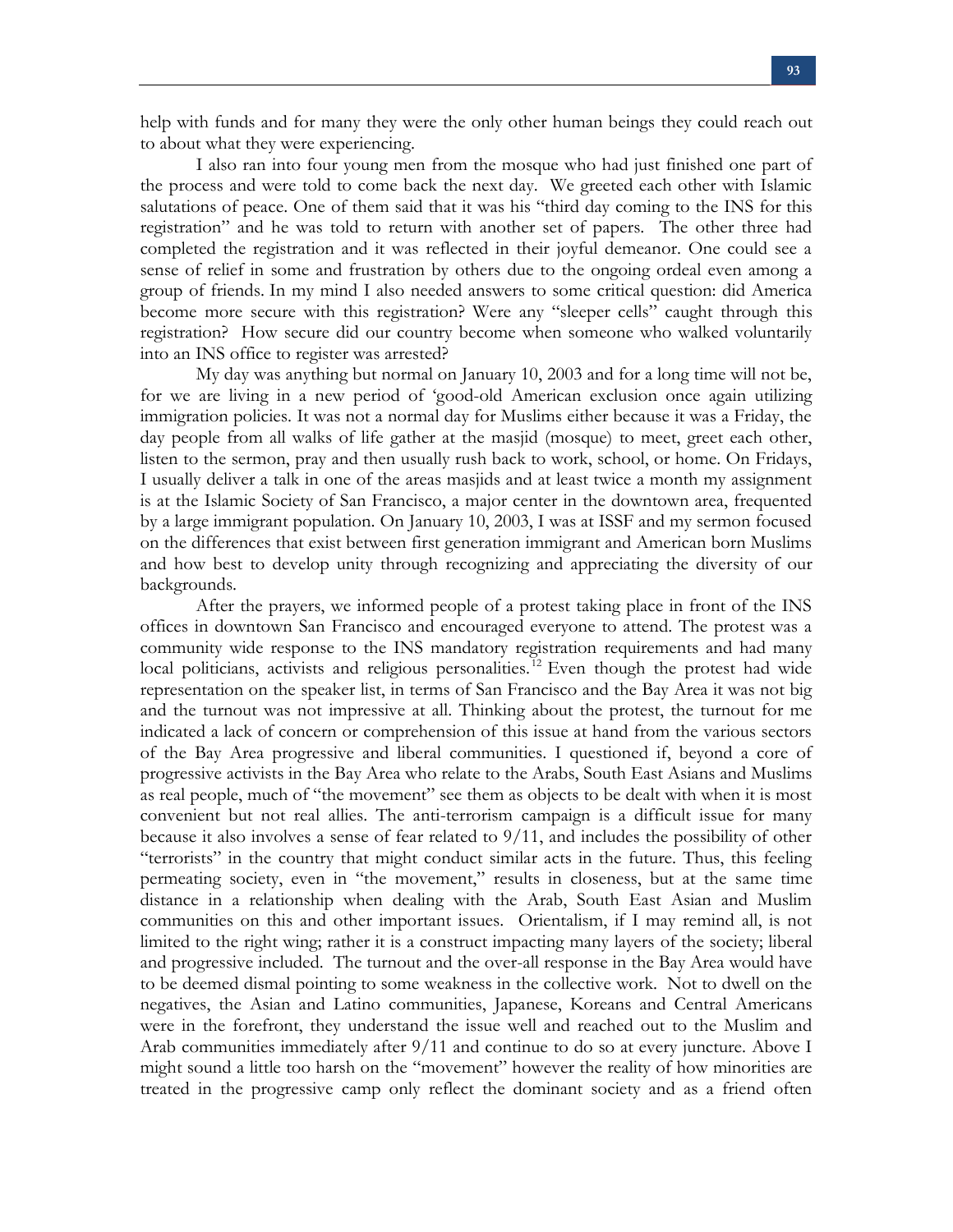help with funds and for many they were the only other human beings they could reach out to about what they were experiencing.

I also ran into four young men from the mosque who had just finished one part of the process and were told to come back the next day. We greeted each other with Islamic salutations of peace. One of them said that it was his "third day coming to the INS for this registration" and he was told to return with another set of papers. The other three had completed the registration and it was reflected in their joyful demeanor. One could see a sense of relief in some and frustration by others due to the ongoing ordeal even among a group of friends. In my mind I also needed answers to some critical question: did America become more secure with this registration? Were any "sleeper cells" caught through this registration? How secure did our country become when someone who walked voluntarily into an INS office to register was arrested?

My day was anything but normal on January 10, 2003 and for a long time will not be, for we are living in a new period of 'good-old American exclusion once again utilizing immigration policies. It was not a normal day for Muslims either because it was a Friday, the day people from all walks of life gather at the masjid (mosque) to meet, greet each other, listen to the sermon, pray and then usually rush back to work, school, or home. On Fridays, I usually deliver a talk in one of the areas masjids and at least twice a month my assignment is at the Islamic Society of San Francisco, a major center in the downtown area, frequented by a large immigrant population. On January 10, 2003, I was at ISSF and my sermon focused on the differences that exist between first generation immigrant and American born Muslims and how best to develop unity through recognizing and appreciating the diversity of our backgrounds.

After the prayers, we informed people of a protest taking place in front of the INS offices in downtown San Francisco and encouraged everyone to attend. The protest was a community wide response to the INS mandatory registration requirements and had many local politicians, activists and religious personalities.[12] Even though the protest had wide representation on the speaker list, in terms of San Francisco and the Bay Area it was not big and the turnout was not impressive at all. Thinking about the protest, the turnout for me indicated a lack of concern or comprehension of this issue at hand from the various sectors of the Bay Area progressive and liberal communities. I questioned if, beyond a core of progressive activists in the Bay Area who relate to the Arabs, South East Asians and Muslims as real people, much of "the movement" see them as objects to be dealt with when it is most convenient but not real allies. The anti-terrorism campaign is a difficult issue for many because it also involves a sense of fear related to 9/11, and includes the possibility of other "terrorists" in the country that might conduct similar acts in the future. Thus, this feeling permeating society, even in "the movement," results in closeness, but at the same time distance in a relationship when dealing with the Arab, South East Asian and Muslim communities on this and other important issues. Orientalism, if I may remind all, is not limited to the right wing; rather it is a construct impacting many layers of the society; liberal and progressive included. The turnout and the over-all response in the Bay Area would have to be deemed dismal pointing to some weakness in the collective work. Not to dwell on the negatives, the Asian and Latino communities, Japanese, Koreans and Central Americans were in the forefront, they understand the issue well and reached out to the Muslim and Arab communities immediately after 9/11 and continue to do so at every juncture. Above I might sound a little too harsh on the "movement" however the reality of how minorities are treated in the progressive camp only reflect the dominant society and as a friend often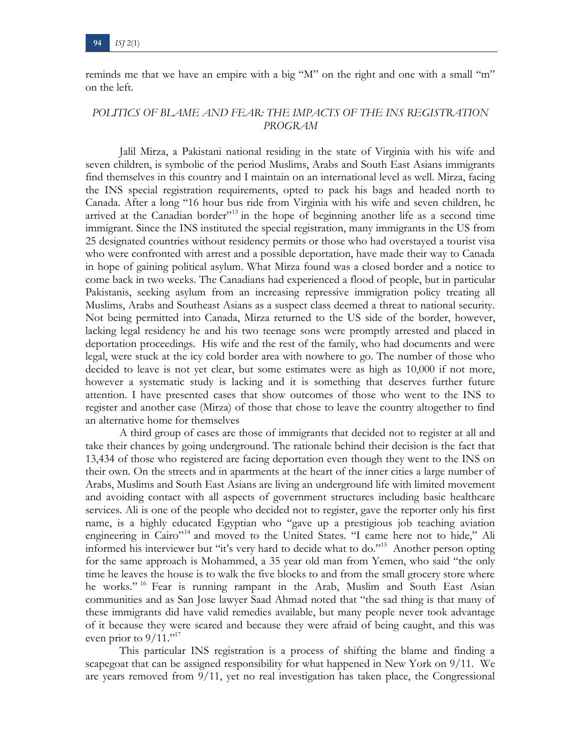reminds me that we have an empire with a big "M" on the right and one with a small "m" on the left.

## *POLITICS OF BLAME AND FEAR: THE IMPACTS OF THE INS REGISTRATION PROGRAM*

Jalil Mirza, a Pakistani national residing in the state of Virginia with his wife and seven children, is symbolic of the period Muslims, Arabs and South East Asians immigrants find themselves in this country and I maintain on an international level as well. Mirza, facing the INS special registration requirements, opted to pack his bags and headed north to Canada. After a long "16 hour bus ride from Virginia with his wife and seven children, he arrived at the Canadian border"[13] in the hope of beginning another life as a second time immigrant. Since the INS instituted the special registration, many immigrants in the US from 25 designated countries without residency permits or those who had overstayed a tourist visa who were confronted with arrest and a possible deportation, have made their way to Canada in hope of gaining political asylum. What Mirza found was a closed border and a notice to come back in two weeks. The Canadians had experienced a flood of people, but in particular Pakistanis, seeking asylum from an increasing repressive immigration policy treating all Muslims, Arabs and Southeast Asians as a suspect class deemed a threat to national security. Not being permitted into Canada, Mirza returned to the US side of the border, however, lacking legal residency he and his two teenage sons were promptly arrested and placed in deportation proceedings. His wife and the rest of the family, who had documents and were legal, were stuck at the icy cold border area with nowhere to go. The number of those who decided to leave is not yet clear, but some estimates were as high as 10,000 if not more, however a systematic study is lacking and it is something that deserves further future attention. I have presented cases that show outcomes of those who went to the INS to register and another case (Mirza) of those that chose to leave the country altogether to find an alternative home for themselves

A third group of cases are those of immigrants that decided not to register at all and take their chances by going underground. The rationale behind their decision is the fact that 13,434 of those who registered are facing deportation even though they went to the INS on their own. On the streets and in apartments at the heart of the inner cities a large number of Arabs, Muslims and South East Asians are living an underground life with limited movement and avoiding contact with all aspects of government structures including basic healthcare services. Ali is one of the people who decided not to register, gave the reporter only his first name, is a highly educated Egyptian who "gave up a prestigious job teaching aviation engineering in Cairo"[14] and moved to the United States. "I came here not to hide," Ali informed his interviewer but "it's very hard to decide what to do."[15] Another person opting for the same approach is Mohammed, a 35 year old man from Yemen, who said "the only time he leaves the house is to walk the five blocks to and from the small grocery store where he works."[16] Fear is running rampant in the Arab, Muslim and South East Asian communities and as San Jose lawyer Saad Ahmad noted that "the sad thing is that many of these immigrants did have valid remedies available, but many people never took advantage of it because they were scared and because they were afraid of being caught, and this was even prior to 9/11."[17]

This particular INS registration is a process of shifting the blame and finding a scapegoat that can be assigned responsibility for what happened in New York on 9/11. We are years removed from 9/11, yet no real investigation has taken place, the Congressional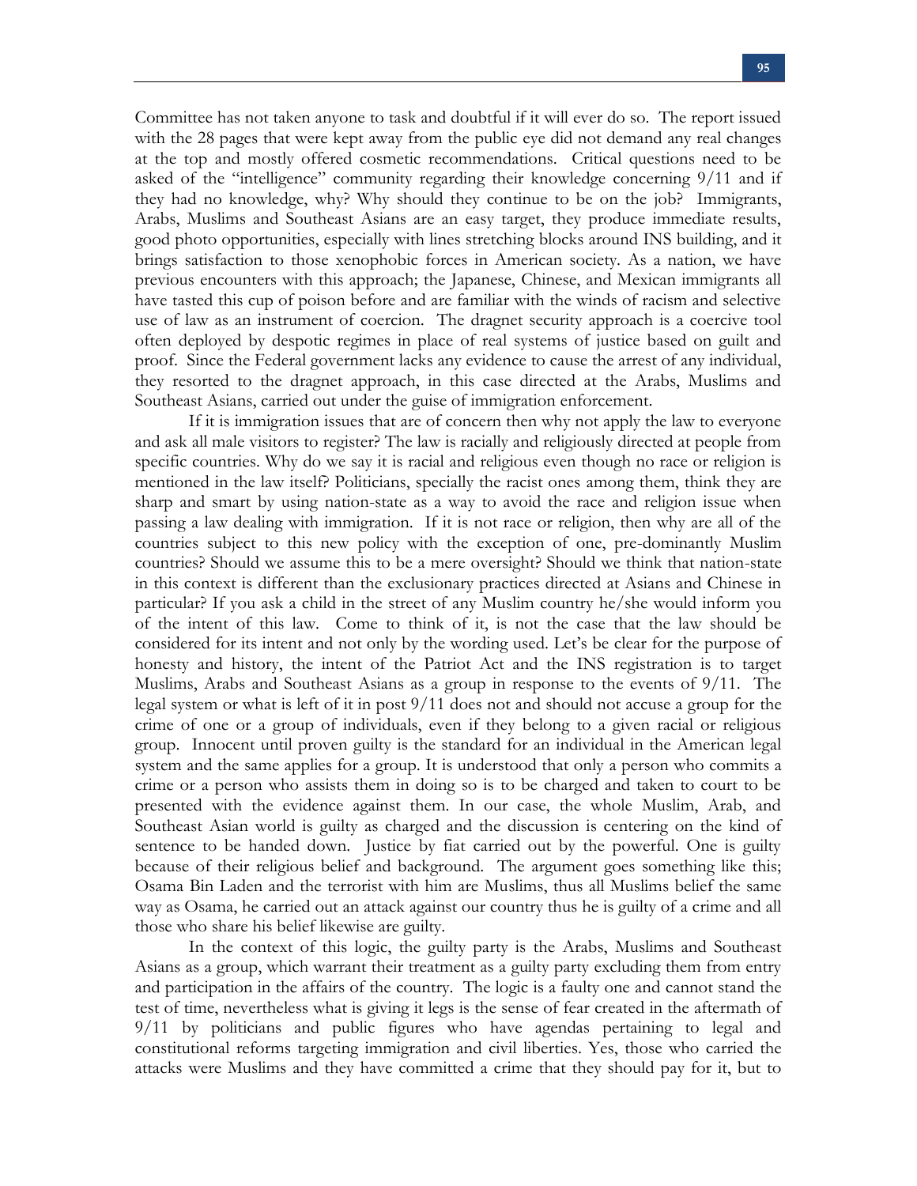Committee has not taken anyone to task and doubtful if it will ever do so. The report issued with the 28 pages that were kept away from the public eye did not demand any real changes at the top and mostly offered cosmetic recommendations. Critical questions need to be asked of the "intelligence" community regarding their knowledge concerning 9/11 and if they had no knowledge, why? Why should they continue to be on the job? Immigrants, Arabs, Muslims and Southeast Asians are an easy target, they produce immediate results, good photo opportunities, especially with lines stretching blocks around INS building, and it brings satisfaction to those xenophobic forces in American society. As a nation, we have previous encounters with this approach; the Japanese, Chinese, and Mexican immigrants all have tasted this cup of poison before and are familiar with the winds of racism and selective use of law as an instrument of coercion. The dragnet security approach is a coercive tool often deployed by despotic regimes in place of real systems of justice based on guilt and proof. Since the Federal government lacks any evidence to cause the arrest of any individual, they resorted to the dragnet approach, in this case directed at the Arabs, Muslims and Southeast Asians, carried out under the guise of immigration enforcement.

If it is immigration issues that are of concern then why not apply the law to everyone and ask all male visitors to register? The law is racially and religiously directed at people from specific countries. Why do we say it is racial and religious even though no race or religion is mentioned in the law itself? Politicians, specially the racist ones among them, think they are sharp and smart by using nation-state as a way to avoid the race and religion issue when passing a law dealing with immigration. If it is not race or religion, then why are all of the countries subject to this new policy with the exception of one, pre-dominantly Muslim countries? Should we assume this to be a mere oversight? Should we think that nation-state in this context is different than the exclusionary practices directed at Asians and Chinese in particular? If you ask a child in the street of any Muslim country he/she would inform you of the intent of this law. Come to think of it, is not the case that the law should be considered for its intent and not only by the wording used. Let's be clear for the purpose of honesty and history, the intent of the Patriot Act and the INS registration is to target Muslims, Arabs and Southeast Asians as a group in response to the events of 9/11. The legal system or what is left of it in post 9/11 does not and should not accuse a group for the crime of one or a group of individuals, even if they belong to a given racial or religious group. Innocent until proven guilty is the standard for an individual in the American legal system and the same applies for a group. It is understood that only a person who commits a crime or a person who assists them in doing so is to be charged and taken to court to be presented with the evidence against them. In our case, the whole Muslim, Arab, and Southeast Asian world is guilty as charged and the discussion is centering on the kind of sentence to be handed down. Justice by fiat carried out by the powerful. One is guilty because of their religious belief and background. The argument goes something like this; Osama Bin Laden and the terrorist with him are Muslims, thus all Muslims belief the same way as Osama, he carried out an attack against our country thus he is guilty of a crime and all those who share his belief likewise are guilty.

In the context of this logic, the guilty party is the Arabs, Muslims and Southeast Asians as a group, which warrant their treatment as a guilty party excluding them from entry and participation in the affairs of the country. The logic is a faulty one and cannot stand the test of time, nevertheless what is giving it legs is the sense of fear created in the aftermath of 9/11 by politicians and public figures who have agendas pertaining to legal and constitutional reforms targeting immigration and civil liberties. Yes, those who carried the attacks were Muslims and they have committed a crime that they should pay for it, but to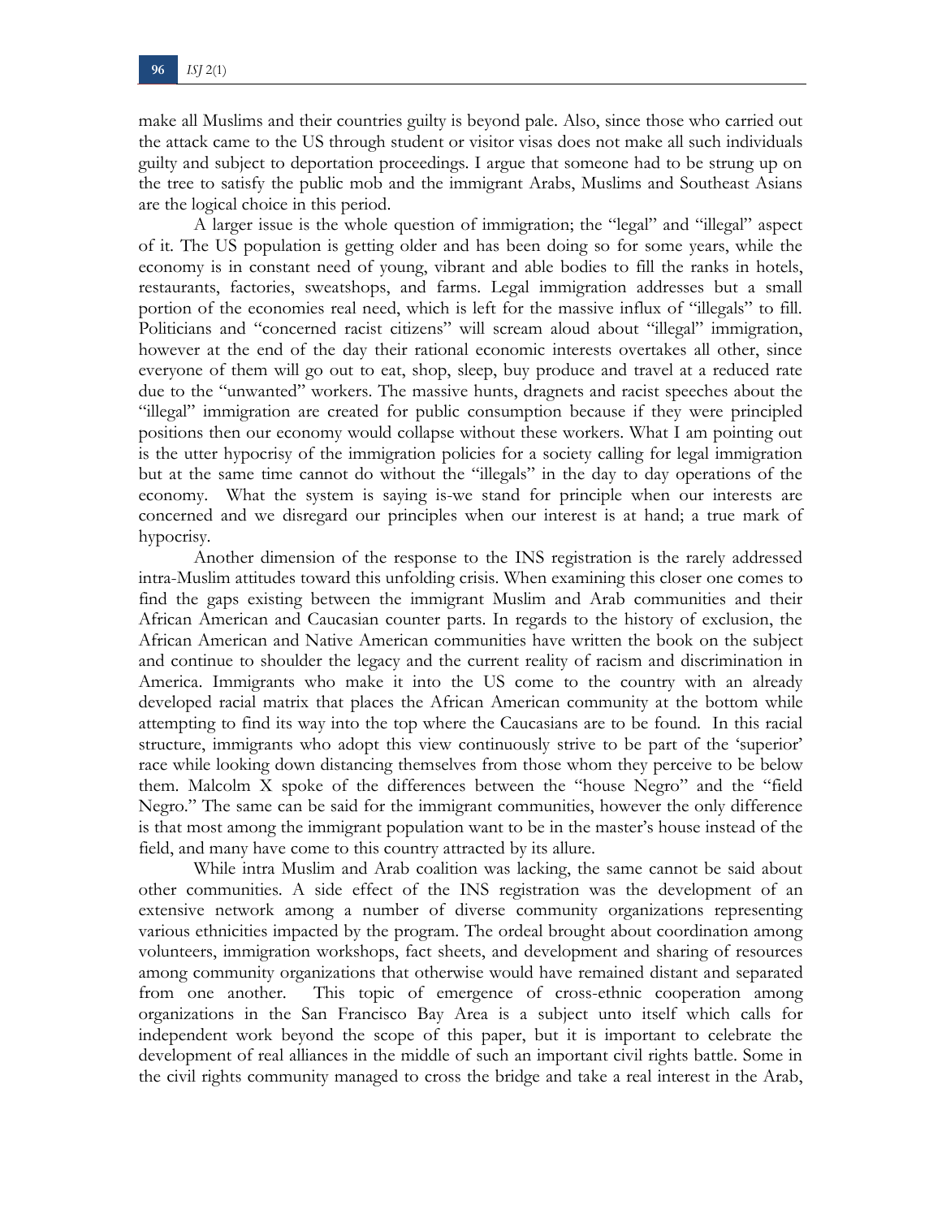make all Muslims and their countries guilty is beyond pale. Also, since those who carried out the attack came to the US through student or visitor visas does not make all such individuals guilty and subject to deportation proceedings. I argue that someone had to be strung up on the tree to satisfy the public mob and the immigrant Arabs, Muslims and Southeast Asians are the logical choice in this period.

A larger issue is the whole question of immigration; the "legal" and "illegal" aspect of it. The US population is getting older and has been doing so for some years, while the economy is in constant need of young, vibrant and able bodies to fill the ranks in hotels, restaurants, factories, sweatshops, and farms. Legal immigration addresses but a small portion of the economies real need, which is left for the massive influx of "illegals" to fill. Politicians and "concerned racist citizens" will scream aloud about "illegal" immigration, however at the end of the day their rational economic interests overtakes all other, since everyone of them will go out to eat, shop, sleep, buy produce and travel at a reduced rate due to the "unwanted" workers. The massive hunts, dragnets and racist speeches about the "illegal" immigration are created for public consumption because if they were principled positions then our economy would collapse without these workers. What I am pointing out is the utter hypocrisy of the immigration policies for a society calling for legal immigration but at the same time cannot do without the "illegals" in the day to day operations of the economy. What the system is saying is-we stand for principle when our interests are concerned and we disregard our principles when our interest is at hand; a true mark of hypocrisy.

Another dimension of the response to the INS registration is the rarely addressed intra-Muslim attitudes toward this unfolding crisis. When examining this closer one comes to find the gaps existing between the immigrant Muslim and Arab communities and their African American and Caucasian counter parts. In regards to the history of exclusion, the African American and Native American communities have written the book on the subject and continue to shoulder the legacy and the current reality of racism and discrimination in America. Immigrants who make it into the US come to the country with an already developed racial matrix that places the African American community at the bottom while attempting to find its way into the top where the Caucasians are to be found. In this racial structure, immigrants who adopt this view continuously strive to be part of the 'superior' race while looking down distancing themselves from those whom they perceive to be below them. Malcolm X spoke of the differences between the "house Negro" and the "field Negro." The same can be said for the immigrant communities, however the only difference is that most among the immigrant population want to be in the master's house instead of the field, and many have come to this country attracted by its allure.

While intra Muslim and Arab coalition was lacking, the same cannot be said about other communities. A side effect of the INS registration was the development of an extensive network among a number of diverse community organizations representing various ethnicities impacted by the program. The ordeal brought about coordination among volunteers, immigration workshops, fact sheets, and development and sharing of resources among community organizations that otherwise would have remained distant and separated from one another. This topic of emergence of cross-ethnic cooperation among organizations in the San Francisco Bay Area is a subject unto itself which calls for independent work beyond the scope of this paper, but it is important to celebrate the development of real alliances in the middle of such an important civil rights battle. Some in the civil rights community managed to cross the bridge and take a real interest in the Arab,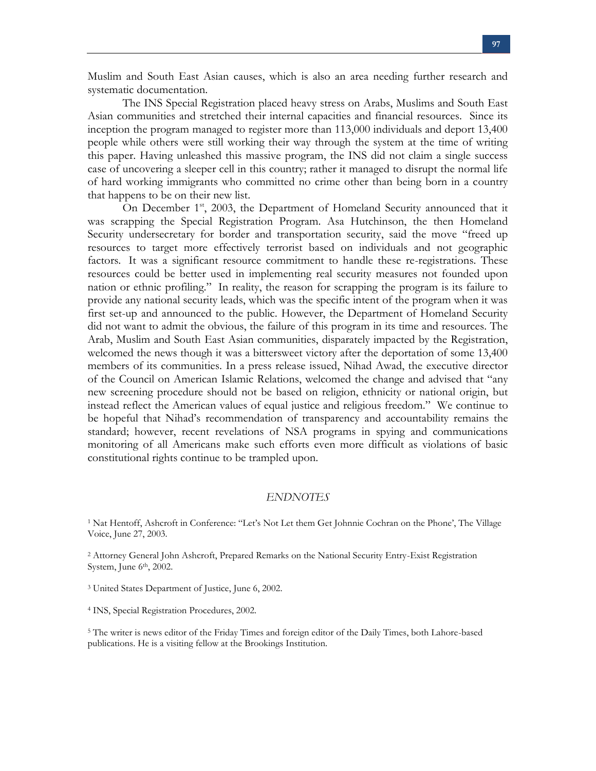Muslim and South East Asian causes, which is also an area needing further research and systematic documentation.

The INS Special Registration placed heavy stress on Arabs, Muslims and South East Asian communities and stretched their internal capacities and financial resources. Since its inception the program managed to register more than 113,000 individuals and deport 13,400 people while others were still working their way through the system at the time of writing this paper. Having unleashed this massive program, the INS did not claim a single success case of uncovering a sleeper cell in this country; rather it managed to disrupt the normal life of hard working immigrants who committed no crime other than being born in a country that happens to be on their new list.

On December 1st, 2003, the Department of Homeland Security announced that it was scrapping the Special Registration Program. Asa Hutchinson, the then Homeland Security undersecretary for border and transportation security, said the move "freed up resources to target more effectively terrorist based on individuals and not geographic factors. It was a significant resource commitment to handle these re-registrations. These resources could be better used in implementing real security measures not founded upon nation or ethnic profiling." In reality, the reason for scrapping the program is its failure to provide any national security leads, which was the specific intent of the program when it was first set-up and announced to the public. However, the Department of Homeland Security did not want to admit the obvious, the failure of this program in its time and resources. The Arab, Muslim and South East Asian communities, disparately impacted by the Registration, welcomed the news though it was a bittersweet victory after the deportation of some 13,400 members of its communities. In a press release issued, Nihad Awad, the executive director of the Council on American Islamic Relations, welcomed the change and advised that "any new screening procedure should not be based on religion, ethnicity or national origin, but instead reflect the American values of equal justice and religious freedom." We continue to be hopeful that Nihad's recommendation of transparency and accountability remains the standard; however, recent revelations of NSA programs in spying and communications monitoring of all Americans make such efforts even more difficult as violations of basic constitutional rights continue to be trampled upon.

## *ENDNOTES*

[1] Nat Hentoff, Ashcroft in Conference: "Let's Not Let them Get Johnnie Cochran on the Phone', The Village Voice, June 27, 2003.

[2] Attorney General John Ashcroft, Prepared Remarks on the National Security Entry-Exist Registration System, June 6th, 2002.

[3] United States Department of Justice, June 6, 2002.

[4] INS, Special Registration Procedures, 2002.

[5] The writer is news editor of the Friday Times and foreign editor of the Daily Times, both Lahore-based publications. He is a visiting fellow at the Brookings Institution.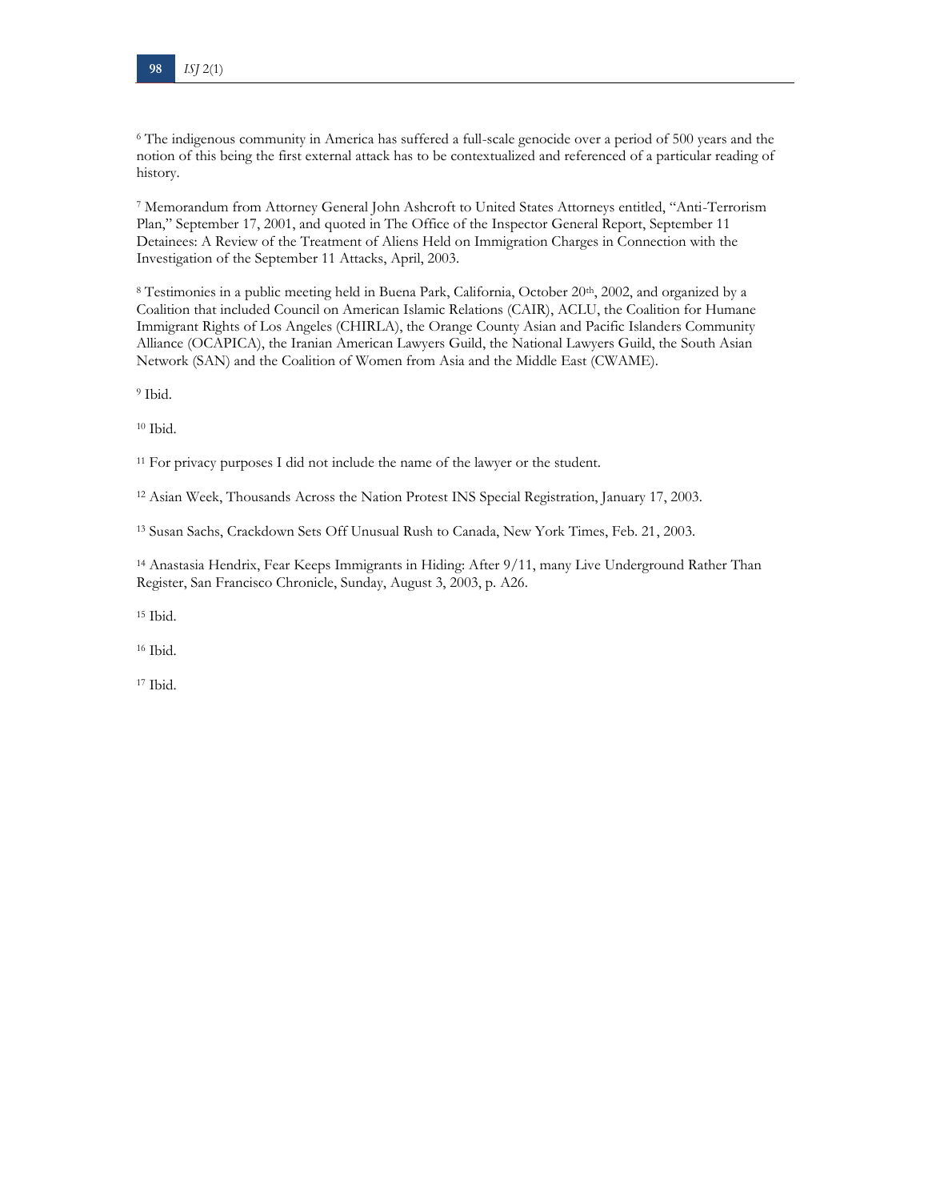[6] The indigenous community in America has suffered a full-scale genocide over a period of 500 years and the notion of this being the first external attack has to be contextualized and referenced of a particular reading of history.

[7] Memorandum from Attorney General John Ashcroft to United States Attorneys entitled, "Anti-Terrorism Plan," September 17, 2001, and quoted in The Office of the Inspector General Report, September 11 Detainees: A Review of the Treatment of Aliens Held on Immigration Charges in Connection with the Investigation of the September 11 Attacks, April, 2003.

[8] Testimonies in a public meeting held in Buena Park, California, October 20th, 2002, and organized by a Coalition that included Council on American Islamic Relations (CAIR), ACLU, the Coalition for Humane Immigrant Rights of Los Angeles (CHIRLA), the Orange County Asian and Pacific Islanders Community Alliance (OCAPICA), the Iranian American Lawyers Guild, the National Lawyers Guild, the South Asian Network (SAN) and the Coalition of Women from Asia and the Middle East (CWAME).

[9] Ibid.

[10] Ibid.

[11] For privacy purposes I did not include the name of the lawyer or the student.

[12] Asian Week, Thousands Across the Nation Protest INS Special Registration, January 17, 2003.

[13] Susan Sachs, Crackdown Sets Off Unusual Rush to Canada, New York Times, Feb. 21, 2003.

[14] Anastasia Hendrix, Fear Keeps Immigrants in Hiding: After 9/11, many Live Underground Rather Than Register, San Francisco Chronicle, Sunday, August 3, 2003, p. A26.

[15] Ibid.

[16] Ibid.

[17] Ibid.